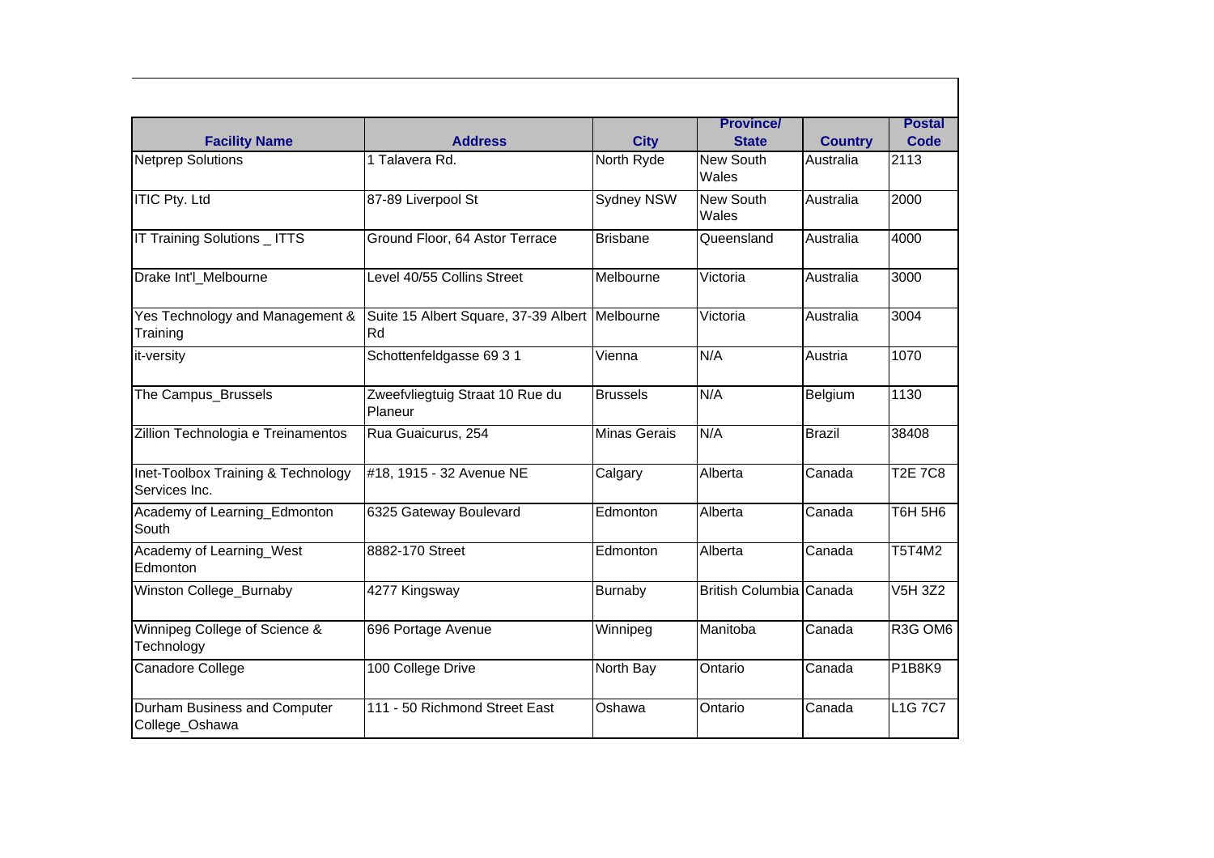| Facility Name | Address | City | Province/ State | Country | Postal Code |
|---|---|---|---|---|---|
| Netprep Solutions | 1 Talavera Rd. | North Ryde | New South Wales | Australia | 2113 |
| ITIC Pty. Ltd | 87-89 Liverpool St | Sydney NSW | New South Wales | Australia | 2000 |
| IT Training Solutions _ ITTS | Ground Floor, 64 Astor Terrace | Brisbane | Queensland | Australia | 4000 |
| Drake Int'l_Melbourne | Level 40/55 Collins Street | Melbourne | Victoria | Australia | 3000 |
| Yes Technology and Management & Training | Suite 15 Albert Square, 37-39 Albert Rd | Melbourne | Victoria | Australia | 3004 |
| it-versity | Schottenfeldgasse 69 3 1 | Vienna | N/A | Austria | 1070 |
| The Campus_Brussels | Zweefvliegtuig Straat 10 Rue du Planeur | Brussels | N/A | Belgium | 1130 |
| Zillion Technologia e Treinamentos | Rua Guaicurus, 254 | Minas Gerais | N/A | Brazil | 38408 |
| Inet-Toolbox Training & Technology Services Inc. | #18, 1915 - 32 Avenue NE | Calgary | Alberta | Canada | T2E 7C8 |
| Academy of Learning_Edmonton South | 6325 Gateway Boulevard | Edmonton | Alberta | Canada | T6H 5H6 |
| Academy of Learning_West Edmonton | 8882-170 Street | Edmonton | Alberta | Canada | T5T4M2 |
| Winston College_Burnaby | 4277 Kingsway | Burnaby | British Columbia | Canada | V5H 3Z2 |
| Winnipeg College of Science & Technology | 696 Portage Avenue | Winnipeg | Manitoba | Canada | R3G OM6 |
| Canadore College | 100 College Drive | North Bay | Ontario | Canada | P1B8K9 |
| Durham Business and Computer College_Oshawa | 111 - 50 Richmond Street East | Oshawa | Ontario | Canada | L1G 7C7 |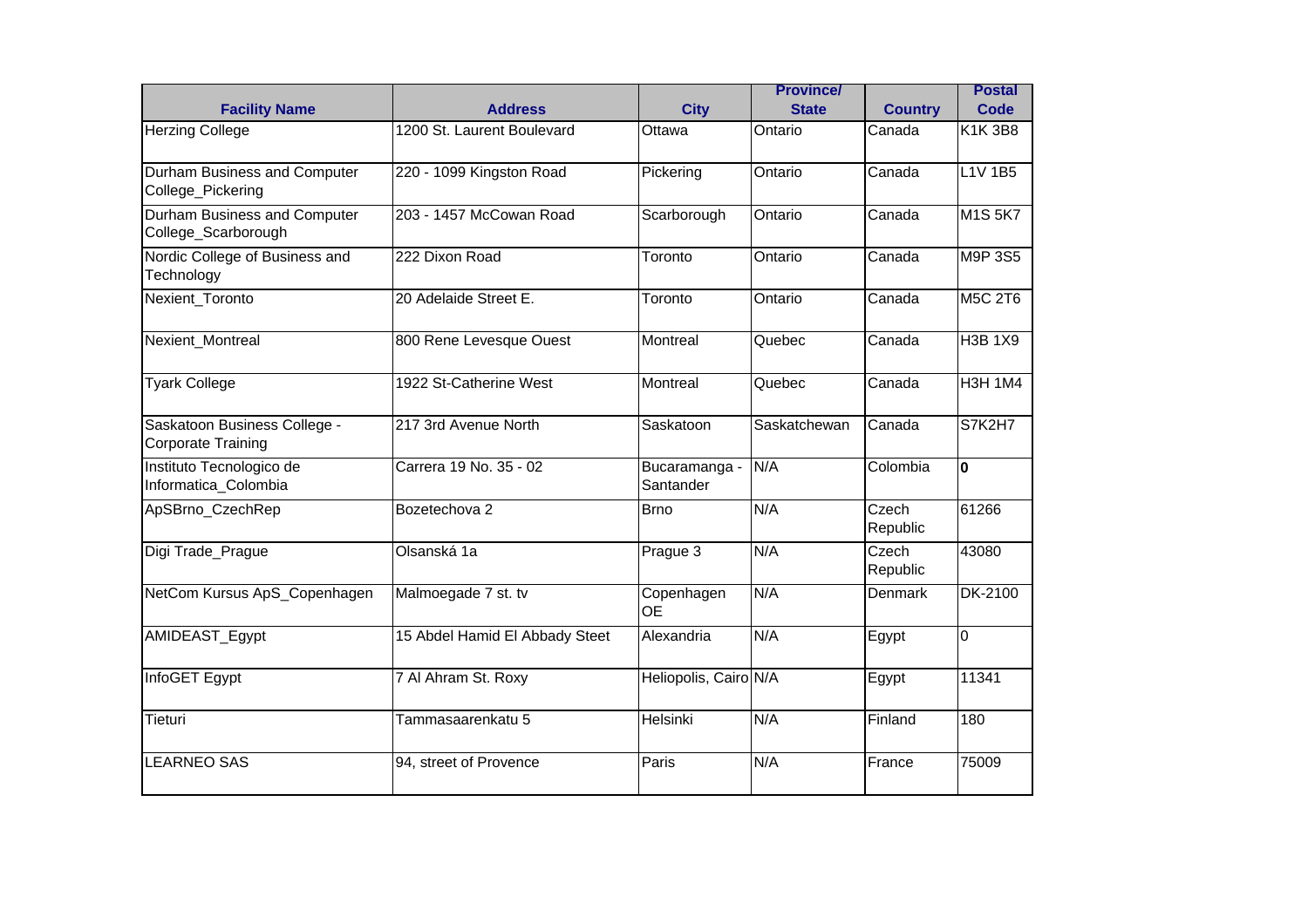| Facility Name | Address | City | Province/ State | Country | Postal Code |
|---|---|---|---|---|---|
| Herzing College | 1200 St. Laurent Boulevard | Ottawa | Ontario | Canada | K1K 3B8 |
| Durham Business and Computer College_Pickering | 220 - 1099 Kingston Road | Pickering | Ontario | Canada | L1V 1B5 |
| Durham Business and Computer College_Scarborough | 203 - 1457 McCowan Road | Scarborough | Ontario | Canada | M1S 5K7 |
| Nordic College of Business and Technology | 222 Dixon Road | Toronto | Ontario | Canada | M9P 3S5 |
| Nexient_Toronto | 20 Adelaide Street E. | Toronto | Ontario | Canada | M5C 2T6 |
| Nexient_Montreal | 800 Rene Levesque Ouest | Montreal | Quebec | Canada | H3B 1X9 |
| Tyark College | 1922 St-Catherine West | Montreal | Quebec | Canada | H3H 1M4 |
| Saskatoon Business College - Corporate Training | 217 3rd Avenue North | Saskatoon | Saskatchewan | Canada | S7K2H7 |
| Instituto Tecnologico de Informatica_Colombia | Carrera 19 No. 35 - 02 | Bucaramanga - Santander | N/A | Colombia | **0** |
| ApSBrno_CzechRep | Bozetechova 2 | Brno | N/A | Czech Republic | 61266 |
| Digi Trade_Prague | Olsanská 1a | Prague 3 | N/A | Czech Republic | 43080 |
| NetCom Kursus ApS_Copenhagen | Malmoegade 7 st. tv | Copenhagen OE | N/A | Denmark | DK-2100 |
| AMIDEAST_Egypt | 15 Abdel Hamid El Abbady Steet | Alexandria | N/A | Egypt | 0 |
| InfoGET Egypt | 7 Al Ahram St. Roxy | Heliopolis, Cairo | N/A | Egypt | 11341 |
| Tieturi | Tammasaarenkatu 5 | Helsinki | N/A | Finland | 180 |
| LEARNEO SAS | 94, street of Provence | Paris | N/A | France | 75009 |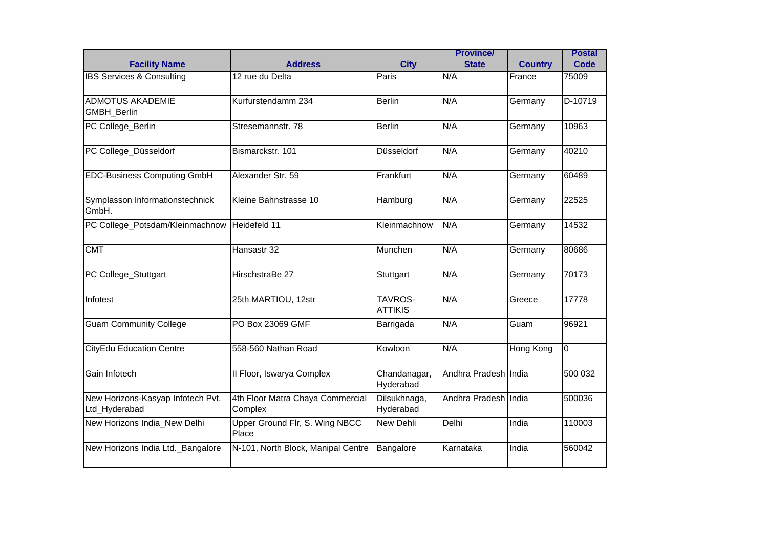| Facility Name | Address | City | Province/ State | Country | Postal Code |
|---|---|---|---|---|---|
| IBS Services & Consulting | 12 rue du Delta | Paris | N/A | France | 75009 |
| ADMOTUS AKADEMIE GMBH_Berlin | Kurfurstendamm 234 | Berlin | N/A | Germany | D-10719 |
| PC College_Berlin | Stresemannstr. 78 | Berlin | N/A | Germany | 10963 |
| PC College_Düsseldorf | Bismarckstr. 101 | Düsseldorf | N/A | Germany | 40210 |
| EDC-Business Computing GmbH | Alexander Str. 59 | Frankfurt | N/A | Germany | 60489 |
| Symplasson Informationstechnick GmbH. | Kleine Bahnstrasse 10 | Hamburg | N/A | Germany | 22525 |
| PC College_Potsdam/Kleinmachnow | Heidefeld 11 | Kleinmachnow | N/A | Germany | 14532 |
| CMT | Hansastr 32 | Munchen | N/A | Germany | 80686 |
| PC College_Stuttgart | HirschstraBe 27 | Stuttgart | N/A | Germany | 70173 |
| Infotest | 25th MARTIOU, 12str | TAVROS-ATTIKIS | N/A | Greece | 17778 |
| Guam Community College | PO Box 23069 GMF | Barrigada | N/A | Guam | 96921 |
| CityEdu Education Centre | 558-560 Nathan Road | Kowloon | N/A | Hong Kong | 0 |
| Gain Infotech | II Floor, Iswarya Complex | Chandanagar, Hyderabad | Andhra Pradesh | India | 500 032 |
| New Horizons-Kasyap Infotech Pvt. Ltd_Hyderabad | 4th Floor Matra Chaya Commercial Complex | Dilsukhnaga, Hyderabad | Andhra Pradesh | India | 500036 |
| New Horizons India_New Delhi | Upper Ground Flr, S. Wing NBCC Place | New Dehli | Delhi | India | 110003 |
| New Horizons India Ltd._Bangalore | N-101, North Block, Manipal Centre | Bangalore | Karnataka | India | 560042 |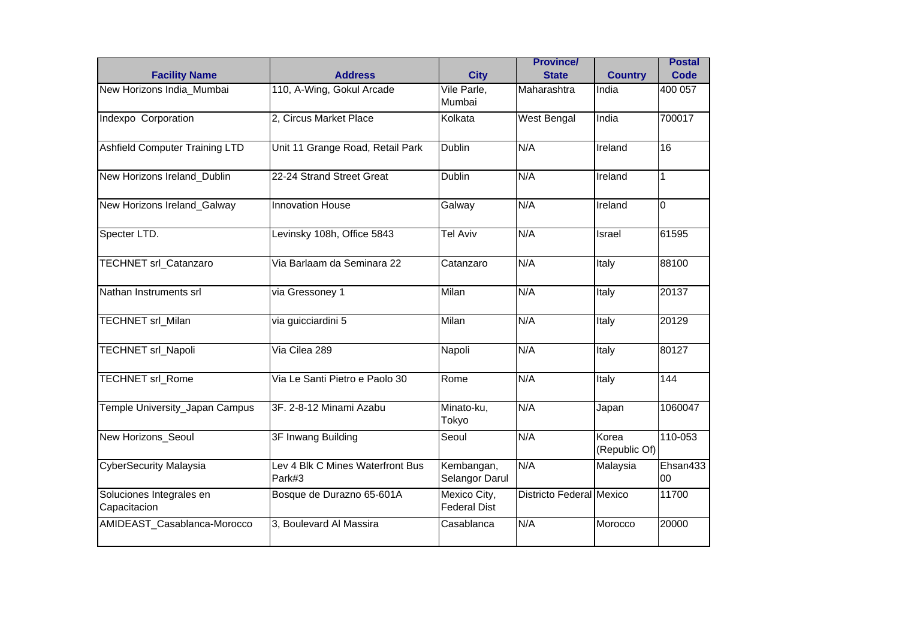| Facility Name | Address | City | Province/ State | Country | Postal Code |
|---|---|---|---|---|---|
| New Horizons India_Mumbai | 110, A-Wing, Gokul Arcade | Vile Parle, Mumbai | Maharashtra | India | 400 057 |
| Indexpo Corporation | 2, Circus Market Place | Kolkata | West Bengal | India | 700017 |
| Ashfield Computer Training LTD | Unit 11 Grange Road, Retail Park | Dublin | N/A | Ireland | 16 |
| New Horizons Ireland_Dublin | 22-24 Strand Street Great | Dublin | N/A | Ireland | 1 |
| New Horizons Ireland_Galway | Innovation House | Galway | N/A | Ireland | 0 |
| Specter LTD. | Levinsky 108h, Office 5843 | Tel Aviv | N/A | Israel | 61595 |
| TECHNET srl_Catanzaro | Via Barlaam da Seminara 22 | Catanzaro | N/A | Italy | 88100 |
| Nathan Instruments srl | via Gressoney 1 | Milan | N/A | Italy | 20137 |
| TECHNET srl_Milan | via guicciardini 5 | Milan | N/A | Italy | 20129 |
| TECHNET srl_Napoli | Via Cilea 289 | Napoli | N/A | Italy | 80127 |
| TECHNET srl_Rome | Via Le Santi Pietro e Paolo 30 | Rome | N/A | Italy | 144 |
| Temple University_Japan Campus | 3F. 2-8-12 Minami Azabu | Minato-ku, Tokyo | N/A | Japan | 1060047 |
| New Horizons_Seoul | 3F Inwang Building | Seoul | N/A | Korea (Republic Of) | 110-053 |
| CyberSecurity Malaysia | Lev 4 Blk C Mines Waterfront Bus Park#3 | Kembangan, Selangor Darul | N/A | Malaysia | Ehsan43300 |
| Soluciones Integrales en Capacitacion | Bosque de Durazno 65-601A | Mexico City, Federal Dist | Districto Federal | Mexico | 11700 |
| AMIDEAST_Casablanca-Morocco | 3, Boulevard Al Massira | Casablanca | N/A | Morocco | 20000 |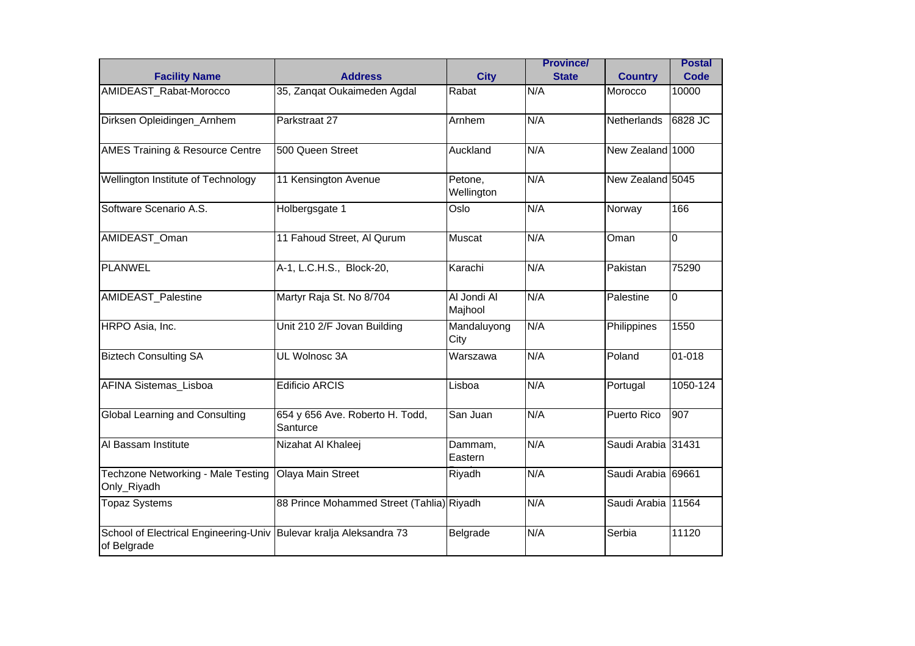| Facility Name | Address | City | Province/ State | Country | Postal Code |
|---|---|---|---|---|---|
| AMIDEAST_Rabat-Morocco | 35, Zanqat Oukaimeden Agdal | Rabat | N/A | Morocco | 10000 |
| Dirksen Opleidingen_Arnhem | Parkstraat 27 | Arnhem | N/A | Netherlands | 6828 JC |
| AMES Training & Resource Centre | 500 Queen Street | Auckland | N/A | New Zealand | 1000 |
| Wellington Institute of Technology | 11 Kensington Avenue | Petone, Wellington | N/A | New Zealand | 5045 |
| Software Scenario A.S. | Holbergsgate 1 | Oslo | N/A | Norway | 166 |
| AMIDEAST_Oman | 11 Fahoud Street, Al Qurum | Muscat | N/A | Oman | 0 |
| PLANWEL | A-1, L.C.H.S., Block-20, | Karachi | N/A | Pakistan | 75290 |
| AMIDEAST_Palestine | Martyr Raja St. No 8/704 | Al Jondi Al Majhool | N/A | Palestine | 0 |
| HRPO Asia, Inc. | Unit 210 2/F Jovan Building | Mandaluyong City | N/A | Philippines | 1550 |
| Biztech Consulting SA | UL Wolnosc 3A | Warszawa | N/A | Poland | 01-018 |
| AFINA Sistemas_Lisboa | Edificio ARCIS | Lisboa | N/A | Portugal | 1050-124 |
| Global Learning and Consulting | 654 y 656 Ave. Roberto H. Todd, Santurce | San Juan | N/A | Puerto Rico | 907 |
| Al Bassam Institute | Nizahat Al Khaleej | Dammam, Eastern | N/A | Saudi Arabia | 31431 |
| Techzone Networking - Male Testing Only_Riyadh | Olaya Main Street | Riyadh | N/A | Saudi Arabia | 69661 |
| Topaz Systems | 88 Prince Mohammed Street (Tahlia) | Riyadh | N/A | Saudi Arabia | 11564 |
| School of Electrical Engineering-Univ of Belgrade | Bulevar kralja Aleksandra 73 | Belgrade | N/A | Serbia | 11120 |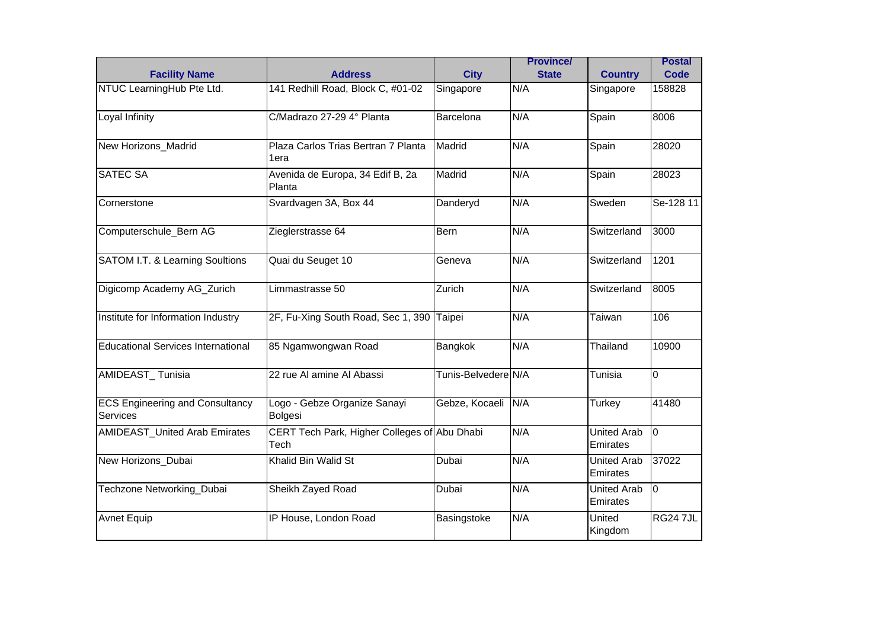| Facility Name | Address | City | Province/ State | Country | Postal Code |
|---|---|---|---|---|---|
| NTUC LearningHub Pte Ltd. | 141 Redhill Road, Block C, #01-02 | Singapore | N/A | Singapore | 158828 |
| Loyal Infinity | C/Madrazo 27-29 4° Planta | Barcelona | N/A | Spain | 8006 |
| New Horizons_Madrid | Plaza Carlos Trias Bertran 7 Planta 1era | Madrid | N/A | Spain | 28020 |
| SATEC SA | Avenida de Europa, 34 Edif B, 2a Planta | Madrid | N/A | Spain | 28023 |
| Cornerstone | Svardvagen 3A, Box 44 | Danderyd | N/A | Sweden | Se-128 11 |
| Computerschule_Bern AG | Zieglerstrasse 64 | Bern | N/A | Switzerland | 3000 |
| SATOM I.T. & Learning Soultions | Quai du Seuget 10 | Geneva | N/A | Switzerland | 1201 |
| Digicomp Academy AG_Zurich | Limmastrasse 50 | Zurich | N/A | Switzerland | 8005 |
| Institute for Information Industry | 2F, Fu-Xing South Road, Sec 1, 390 | Taipei | N/A | Taiwan | 106 |
| Educational Services International | 85 Ngamwongwan Road | Bangkok | N/A | Thailand | 10900 |
| AMIDEAST_ Tunisia | 22 rue Al amine Al Abassi | Tunis-Belvedere | N/A | Tunisia | 0 |
| ECS Engineering and Consultancy Services | Logo - Gebze Organize Sanayi Bolgesi | Gebze, Kocaeli | N/A | Turkey | 41480 |
| AMIDEAST_United Arab Emirates | CERT Tech Park, Higher Colleges of Tech | Abu Dhabi | N/A | United Arab Emirates | 0 |
| New Horizons_Dubai | Khalid Bin Walid St | Dubai | N/A | United Arab Emirates | 37022 |
| Techzone Networking_Dubai | Sheikh Zayed Road | Dubai | N/A | United Arab Emirates | 0 |
| Avnet Equip | IP House, London Road | Basingstoke | N/A | United Kingdom | RG24 7JL |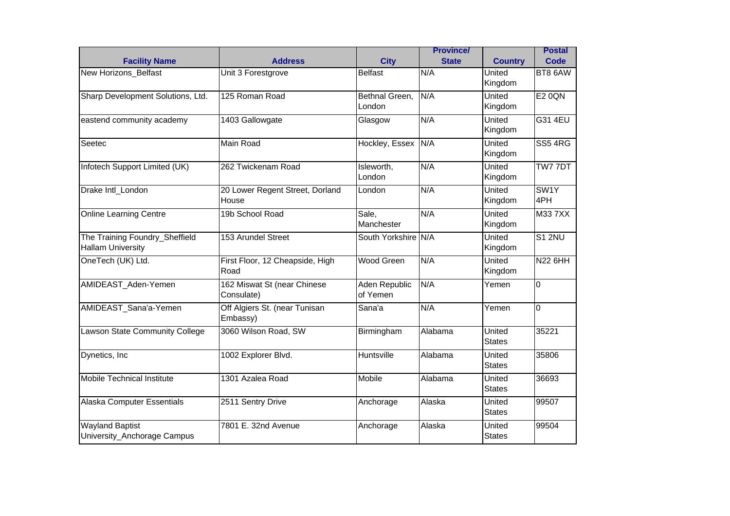| Facility Name | Address | City | Province/ State | Country | Postal Code |
|---|---|---|---|---|---|
| New Horizons_Belfast | Unit 3 Forestgrove | Belfast | N/A | United Kingdom | BT8 6AW |
| Sharp Development Solutions, Ltd. | 125 Roman Road | Bethnal Green, London | N/A | United Kingdom | E2 0QN |
| eastend community academy | 1403 Gallowgate | Glasgow | N/A | United Kingdom | G31 4EU |
| Seetec | Main Road | Hockley, Essex | N/A | United Kingdom | SS5 4RG |
| Infotech Support Limited (UK) | 262 Twickenam Road | Isleworth, London | N/A | United Kingdom | TW7 7DT |
| Drake Intl_London | 20 Lower Regent Street, Dorland House | London | N/A | United Kingdom | SW1Y 4PH |
| Online Learning Centre | 19b School Road | Sale, Manchester | N/A | United Kingdom | M33 7XX |
| The Training Foundry_Sheffield Hallam University | 153 Arundel Street | South Yorkshire | N/A | United Kingdom | S1 2NU |
| OneTech (UK) Ltd. | First Floor, 12 Cheapside, High Road | Wood Green | N/A | United Kingdom | N22 6HH |
| AMIDEAST_Aden-Yemen | 162 Miswat St (near Chinese Consulate) | Aden Republic of Yemen | N/A | Yemen | 0 |
| AMIDEAST_Sana'a-Yemen | Off Algiers St. (near Tunisan Embassy) | Sana'a | N/A | Yemen | 0 |
| Lawson State Community College | 3060 Wilson Road, SW | Birmingham | Alabama | United States | 35221 |
| Dynetics, Inc | 1002 Explorer Blvd. | Huntsville | Alabama | United States | 35806 |
| Mobile Technical Institute | 1301 Azalea Road | Mobile | Alabama | United States | 36693 |
| Alaska Computer Essentials | 2511 Sentry Drive | Anchorage | Alaska | United States | 99507 |
| Wayland Baptist University_Anchorage Campus | 7801 E. 32nd Avenue | Anchorage | Alaska | United States | 99504 |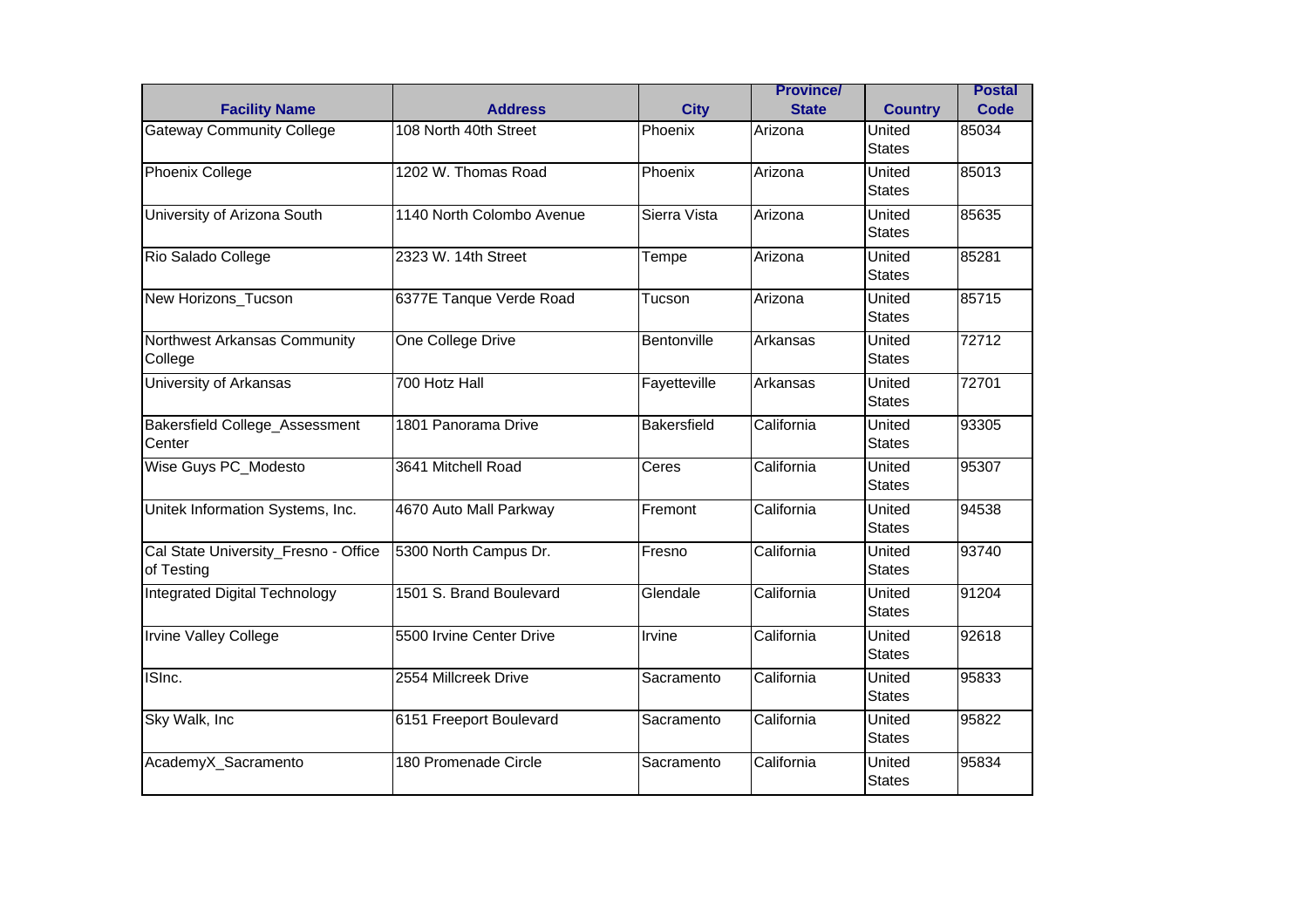| Facility Name | Address | City | Province/ State | Country | Postal Code |
|---|---|---|---|---|---|
| Gateway Community College | 108 North 40th Street | Phoenix | Arizona | United States | 85034 |
| Phoenix College | 1202 W. Thomas Road | Phoenix | Arizona | United States | 85013 |
| University of Arizona South | 1140 North Colombo Avenue | Sierra Vista | Arizona | United States | 85635 |
| Rio Salado College | 2323 W. 14th Street | Tempe | Arizona | United States | 85281 |
| New Horizons_Tucson | 6377E Tanque Verde Road | Tucson | Arizona | United States | 85715 |
| Northwest Arkansas Community College | One College Drive | Bentonville | Arkansas | United States | 72712 |
| University of Arkansas | 700 Hotz Hall | Fayetteville | Arkansas | United States | 72701 |
| Bakersfield College_Assessment Center | 1801 Panorama Drive | Bakersfield | California | United States | 93305 |
| Wise Guys PC_Modesto | 3641 Mitchell Road | Ceres | California | United States | 95307 |
| Unitek Information Systems, Inc. | 4670 Auto Mall Parkway | Fremont | California | United States | 94538 |
| Cal State University_Fresno - Office of Testing | 5300 North Campus Dr. | Fresno | California | United States | 93740 |
| Integrated Digital Technology | 1501 S. Brand Boulevard | Glendale | California | United States | 91204 |
| Irvine Valley College | 5500 Irvine Center Drive | Irvine | California | United States | 92618 |
| ISInc. | 2554 Millcreek Drive | Sacramento | California | United States | 95833 |
| Sky Walk, Inc | 6151 Freeport Boulevard | Sacramento | California | United States | 95822 |
| AcademyX_Sacramento | 180 Promenade Circle | Sacramento | California | United States | 95834 |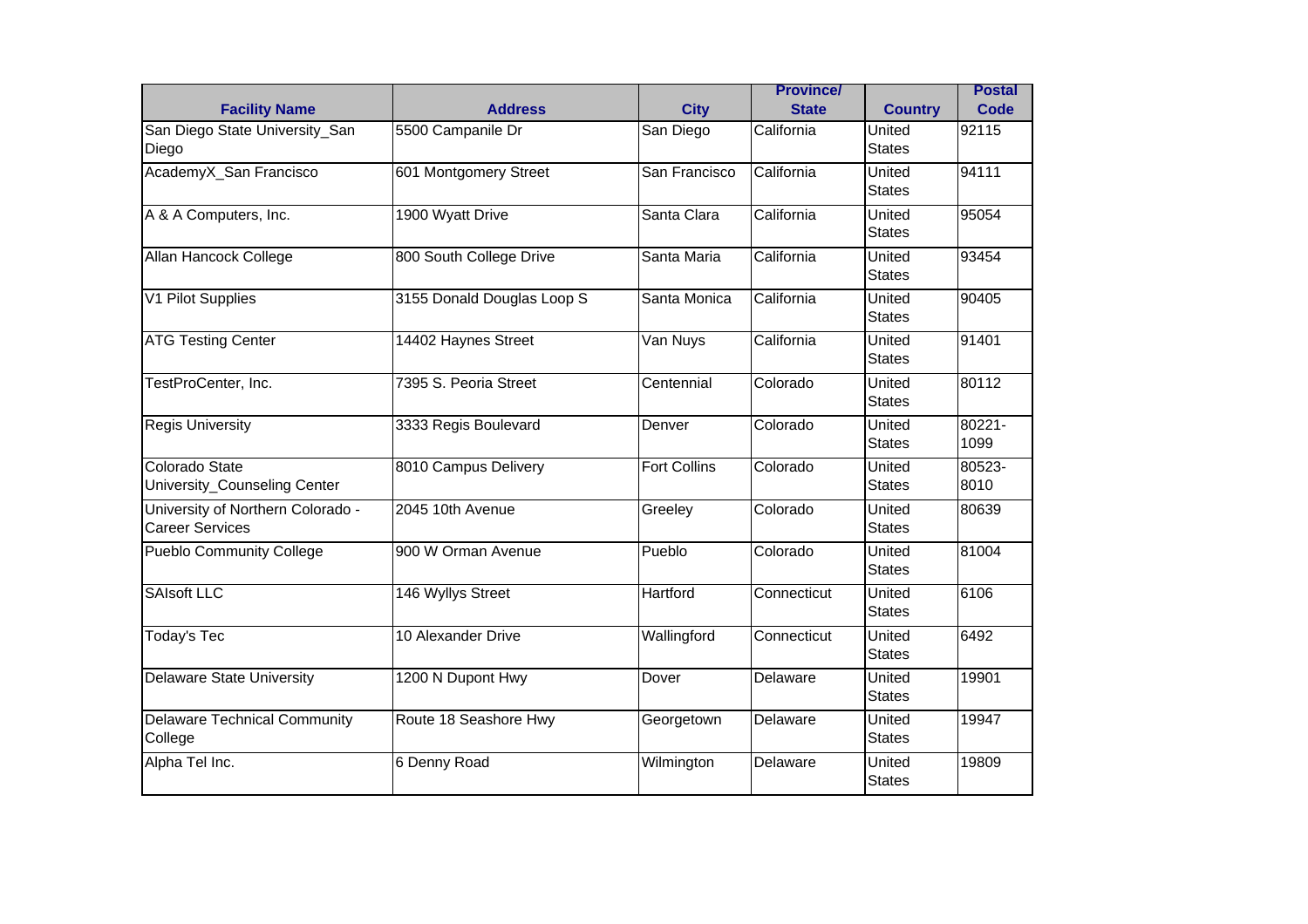| Facility Name | Address | City | Province/ State | Country | Postal Code |
|---|---|---|---|---|---|
| San Diego State University_San Diego | 5500 Campanile Dr | San Diego | California | United States | 92115 |
| AcademyX_San Francisco | 601 Montgomery Street | San Francisco | California | United States | 94111 |
| A & A Computers, Inc. | 1900 Wyatt Drive | Santa Clara | California | United States | 95054 |
| Allan Hancock College | 800 South College Drive | Santa Maria | California | United States | 93454 |
| V1 Pilot Supplies | 3155 Donald Douglas Loop S | Santa Monica | California | United States | 90405 |
| ATG Testing Center | 14402 Haynes Street | Van Nuys | California | United States | 91401 |
| TestProCenter, Inc. | 7395 S. Peoria Street | Centennial | Colorado | United States | 80112 |
| Regis University | 3333 Regis Boulevard | Denver | Colorado | United States | 80221-1099 |
| Colorado State University_Counseling Center | 8010 Campus Delivery | Fort Collins | Colorado | United States | 80523-8010 |
| University of Northern Colorado - Career Services | 2045 10th Avenue | Greeley | Colorado | United States | 80639 |
| Pueblo Community College | 900 W Orman Avenue | Pueblo | Colorado | United States | 81004 |
| SAIsoft LLC | 146 Wyllys Street | Hartford | Connecticut | United States | 6106 |
| Today's Tec | 10 Alexander Drive | Wallingford | Connecticut | United States | 6492 |
| Delaware State University | 1200 N Dupont Hwy | Dover | Delaware | United States | 19901 |
| Delaware Technical Community College | Route 18 Seashore Hwy | Georgetown | Delaware | United States | 19947 |
| Alpha Tel Inc. | 6 Denny Road | Wilmington | Delaware | United States | 19809 |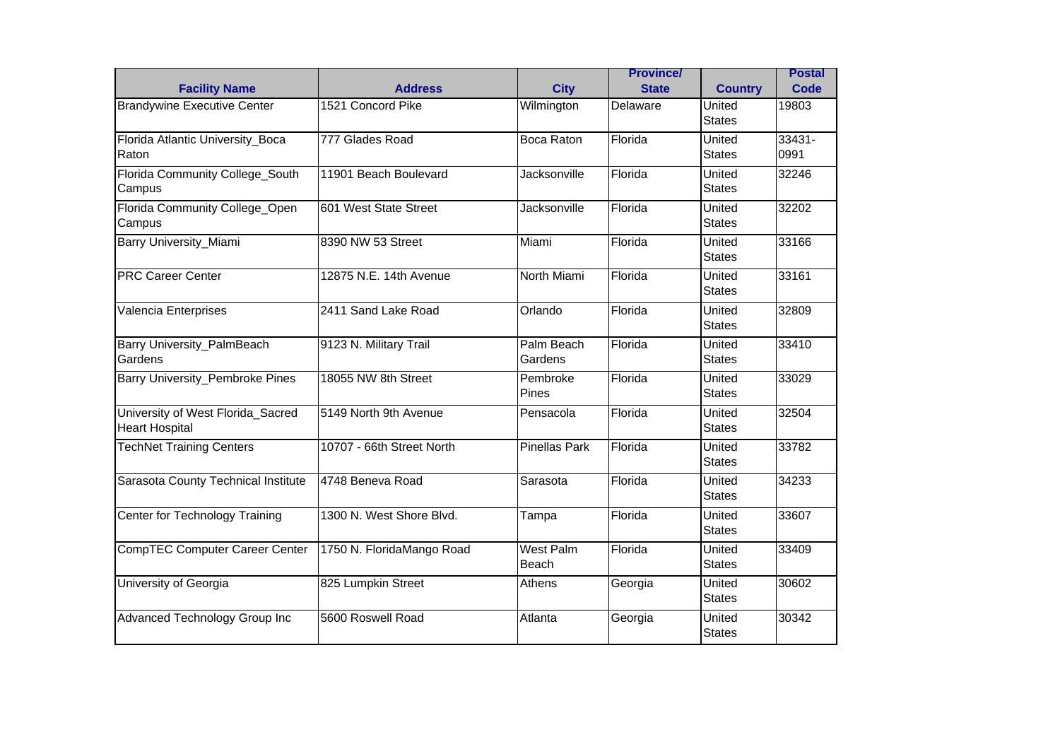| Facility Name | Address | City | Province/ State | Country | Postal Code |
|---|---|---|---|---|---|
| Brandywine Executive Center | 1521 Concord Pike | Wilmington | Delaware | United States | 19803 |
| Florida Atlantic University_Boca Raton | 777 Glades Road | Boca Raton | Florida | United States | 33431-0991 |
| Florida Community College_South Campus | 11901 Beach Boulevard | Jacksonville | Florida | United States | 32246 |
| Florida Community College_Open Campus | 601 West State Street | Jacksonville | Florida | United States | 32202 |
| Barry University_Miami | 8390 NW 53 Street | Miami | Florida | United States | 33166 |
| PRC Career Center | 12875 N.E. 14th Avenue | North Miami | Florida | United States | 33161 |
| Valencia Enterprises | 2411 Sand Lake Road | Orlando | Florida | United States | 32809 |
| Barry University_PalmBeach Gardens | 9123 N. Military Trail | Palm Beach Gardens | Florida | United States | 33410 |
| Barry University_Pembroke Pines | 18055 NW 8th Street | Pembroke Pines | Florida | United States | 33029 |
| University of West Florida_Sacred Heart Hospital | 5149 North 9th Avenue | Pensacola | Florida | United States | 32504 |
| TechNet Training Centers | 10707 - 66th Street North | Pinellas Park | Florida | United States | 33782 |
| Sarasota County Technical Institute | 4748 Beneva Road | Sarasota | Florida | United States | 34233 |
| Center for Technology Training | 1300 N. West Shore Blvd. | Tampa | Florida | United States | 33607 |
| CompTEC Computer Career Center | 1750 N. FloridaMango Road | West Palm Beach | Florida | United States | 33409 |
| University of Georgia | 825 Lumpkin Street | Athens | Georgia | United States | 30602 |
| Advanced Technology Group Inc | 5600 Roswell Road | Atlanta | Georgia | United States | 30342 |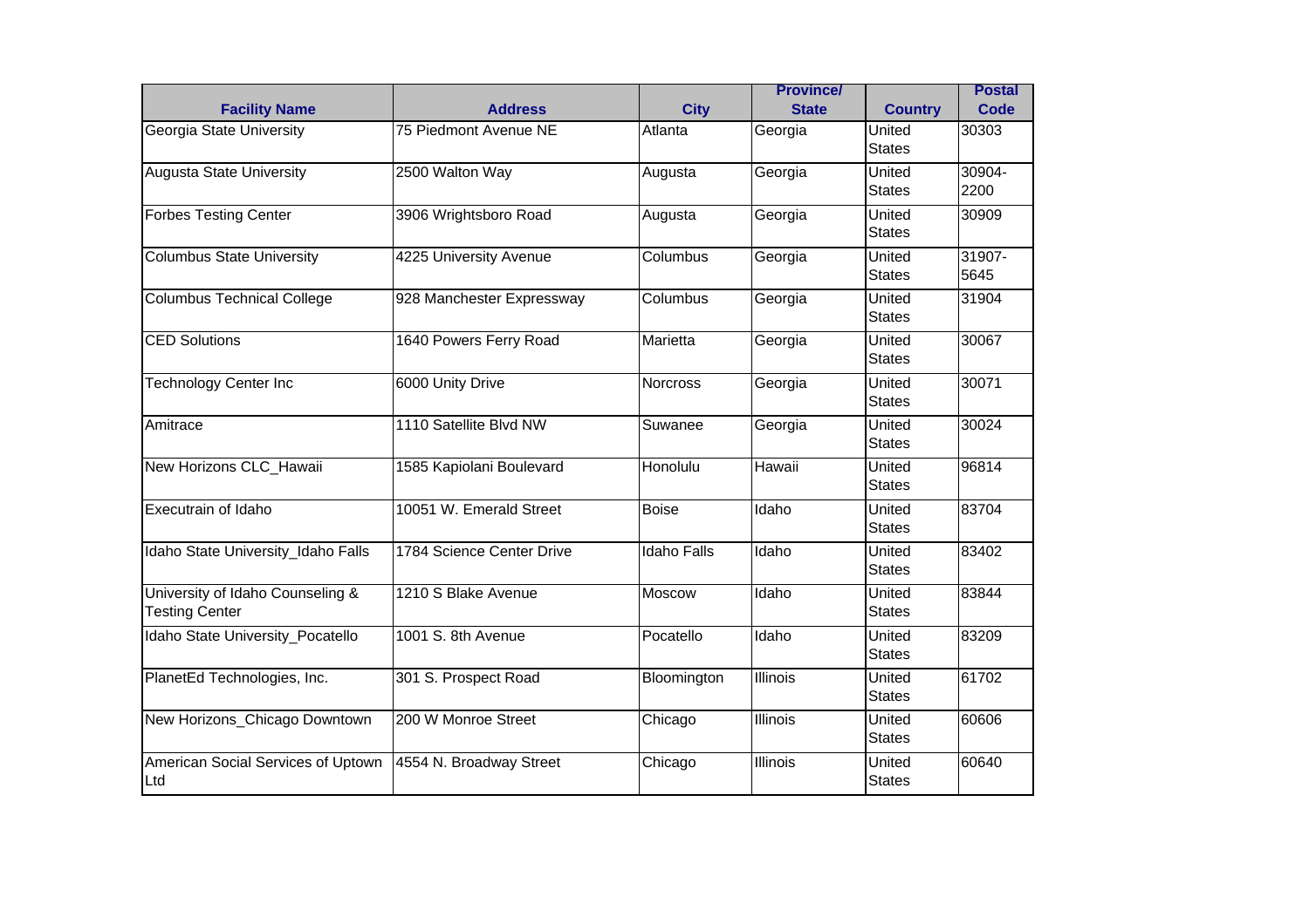| Facility Name | Address | City | Province/ State | Country | Postal Code |
|---|---|---|---|---|---|
| Georgia State University | 75 Piedmont Avenue NE | Atlanta | Georgia | United States | 30303 |
| Augusta State University | 2500 Walton Way | Augusta | Georgia | United States | 30904-2200 |
| Forbes Testing Center | 3906 Wrightsboro Road | Augusta | Georgia | United States | 30909 |
| Columbus State University | 4225 University Avenue | Columbus | Georgia | United States | 31907-5645 |
| Columbus Technical College | 928 Manchester Expressway | Columbus | Georgia | United States | 31904 |
| CED Solutions | 1640 Powers Ferry Road | Marietta | Georgia | United States | 30067 |
| Technology Center Inc | 6000 Unity Drive | Norcross | Georgia | United States | 30071 |
| Amitrace | 1110 Satellite Blvd NW | Suwanee | Georgia | United States | 30024 |
| New Horizons CLC_Hawaii | 1585 Kapiolani Boulevard | Honolulu | Hawaii | United States | 96814 |
| Executrain of Idaho | 10051 W. Emerald Street | Boise | Idaho | United States | 83704 |
| Idaho State University_Idaho Falls | 1784 Science Center Drive | Idaho Falls | Idaho | United States | 83402 |
| University of Idaho Counseling & Testing Center | 1210 S Blake Avenue | Moscow | Idaho | United States | 83844 |
| Idaho State University_Pocatello | 1001 S. 8th Avenue | Pocatello | Idaho | United States | 83209 |
| PlanetEd Technologies, Inc. | 301 S. Prospect Road | Bloomington | Illinois | United States | 61702 |
| New Horizons_Chicago Downtown | 200 W Monroe Street | Chicago | Illinois | United States | 60606 |
| American Social Services of Uptown Ltd | 4554 N. Broadway Street | Chicago | Illinois | United States | 60640 |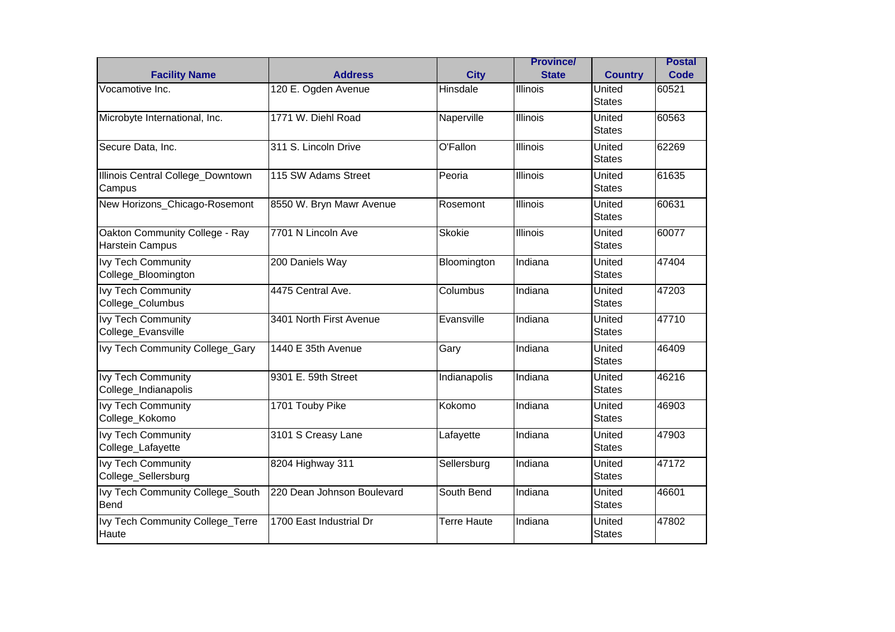| Facility Name | Address | City | Province/ State | Country | Postal Code |
|---|---|---|---|---|---|
| Vocamotive Inc. | 120 E. Ogden Avenue | Hinsdale | Illinois | United States | 60521 |
| Microbyte International, Inc. | 1771 W. Diehl Road | Naperville | Illinois | United States | 60563 |
| Secure Data, Inc. | 311 S. Lincoln Drive | O'Fallon | Illinois | United States | 62269 |
| Illinois Central College_Downtown Campus | 115 SW Adams Street | Peoria | Illinois | United States | 61635 |
| New Horizons_Chicago-Rosemont | 8550 W. Bryn Mawr Avenue | Rosemont | Illinois | United States | 60631 |
| Oakton Community College - Ray Harstein Campus | 7701 N Lincoln Ave | Skokie | Illinois | United States | 60077 |
| Ivy Tech Community College_Bloomington | 200 Daniels Way | Bloomington | Indiana | United States | 47404 |
| Ivy Tech Community College_Columbus | 4475 Central Ave. | Columbus | Indiana | United States | 47203 |
| Ivy Tech Community College_Evansville | 3401 North First Avenue | Evansville | Indiana | United States | 47710 |
| Ivy Tech Community College_Gary | 1440 E 35th Avenue | Gary | Indiana | United States | 46409 |
| Ivy Tech Community College_Indianapolis | 9301 E. 59th Street | Indianapolis | Indiana | United States | 46216 |
| Ivy Tech Community College_Kokomo | 1701 Touby Pike | Kokomo | Indiana | United States | 46903 |
| Ivy Tech Community College_Lafayette | 3101 S Creasy Lane | Lafayette | Indiana | United States | 47903 |
| Ivy Tech Community College_Sellersburg | 8204 Highway 311 | Sellersburg | Indiana | United States | 47172 |
| Ivy Tech Community College_South Bend | 220 Dean Johnson Boulevard | South Bend | Indiana | United States | 46601 |
| Ivy Tech Community College_Terre Haute | 1700 East Industrial Dr | Terre Haute | Indiana | United States | 47802 |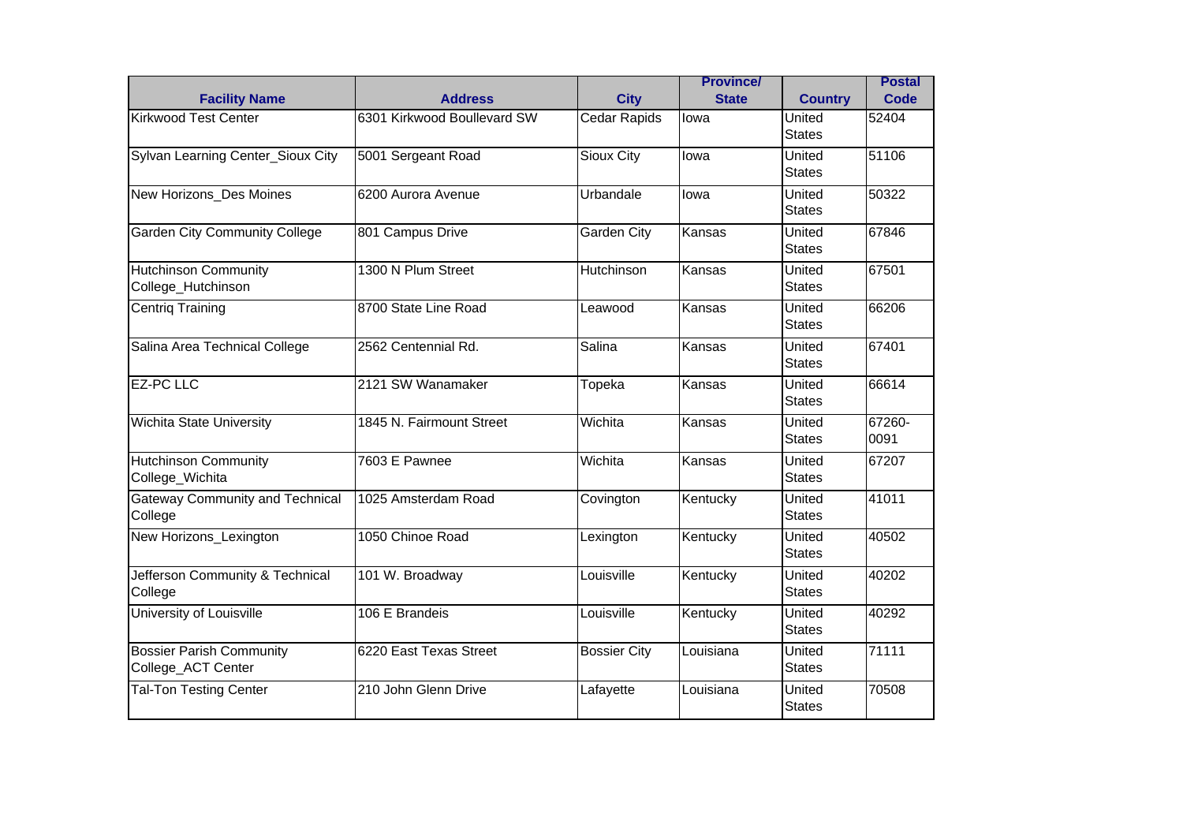| Facility Name | Address | City | Province/ State | Country | Postal Code |
|---|---|---|---|---|---|
| Kirkwood Test Center | 6301 Kirkwood Boulevard SW | Cedar Rapids | Iowa | United States | 52404 |
| Sylvan Learning Center_Sioux City | 5001 Sergeant Road | Sioux City | Iowa | United States | 51106 |
| New Horizons_Des Moines | 6200 Aurora Avenue | Urbandale | Iowa | United States | 50322 |
| Garden City Community College | 801 Campus Drive | Garden City | Kansas | United States | 67846 |
| Hutchinson Community College_Hutchinson | 1300 N Plum Street | Hutchinson | Kansas | United States | 67501 |
| Centriq Training | 8700 State Line Road | Leawood | Kansas | United States | 66206 |
| Salina Area Technical College | 2562 Centennial Rd. | Salina | Kansas | United States | 67401 |
| EZ-PC LLC | 2121 SW Wanamaker | Topeka | Kansas | United States | 66614 |
| Wichita State University | 1845 N. Fairmount Street | Wichita | Kansas | United States | 67260-0091 |
| Hutchinson Community College_Wichita | 7603 E Pawnee | Wichita | Kansas | United States | 67207 |
| Gateway Community and Technical College | 1025 Amsterdam Road | Covington | Kentucky | United States | 41011 |
| New Horizons_Lexington | 1050 Chinoe Road | Lexington | Kentucky | United States | 40502 |
| Jefferson Community & Technical College | 101 W. Broadway | Louisville | Kentucky | United States | 40202 |
| University of Louisville | 106 E Brandeis | Louisville | Kentucky | United States | 40292 |
| Bossier Parish Community College_ACT Center | 6220 East Texas Street | Bossier City | Louisiana | United States | 71111 |
| Tal-Ton Testing Center | 210 John Glenn Drive | Lafayette | Louisiana | United States | 70508 |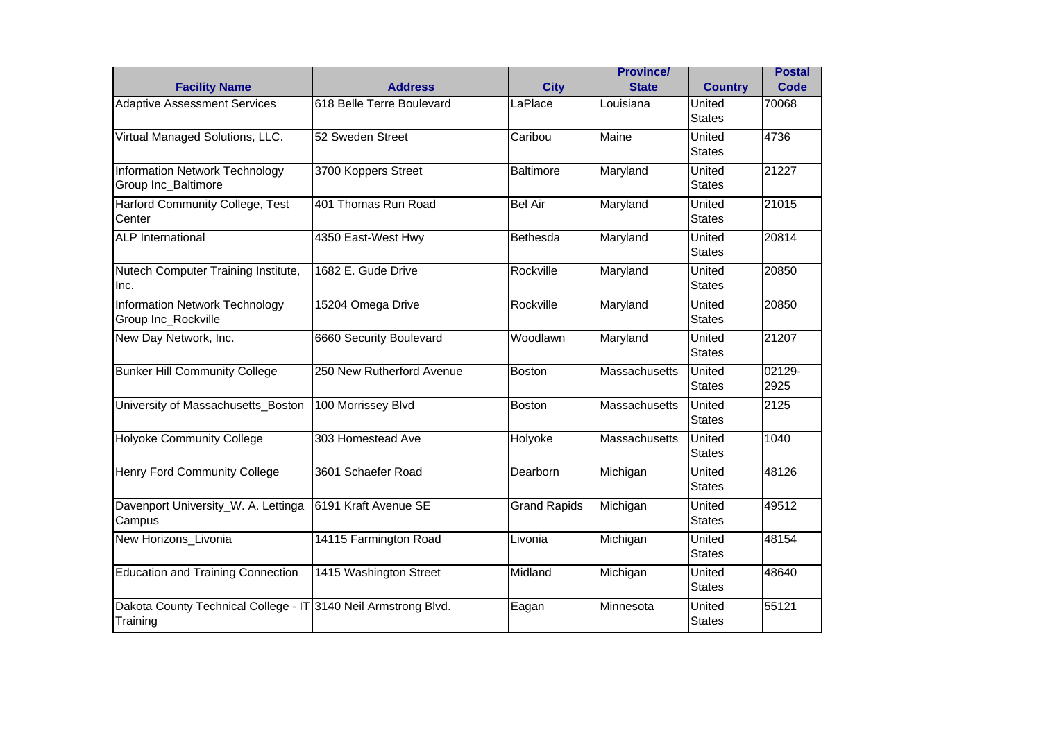| Facility Name | Address | City | Province/ State | Country | Postal Code |
|---|---|---|---|---|---|
| Adaptive Assessment Services | 618 Belle Terre Boulevard | LaPlace | Louisiana | United States | 70068 |
| Virtual Managed Solutions, LLC. | 52 Sweden Street | Caribou | Maine | United States | 4736 |
| Information Network Technology Group Inc_Baltimore | 3700 Koppers Street | Baltimore | Maryland | United States | 21227 |
| Harford Community College, Test Center | 401 Thomas Run Road | Bel Air | Maryland | United States | 21015 |
| ALP International | 4350 East-West Hwy | Bethesda | Maryland | United States | 20814 |
| Nutech Computer Training Institute, Inc. | 1682 E. Gude Drive | Rockville | Maryland | United States | 20850 |
| Information Network Technology Group Inc_Rockville | 15204 Omega Drive | Rockville | Maryland | United States | 20850 |
| New Day Network, Inc. | 6660 Security Boulevard | Woodlawn | Maryland | United States | 21207 |
| Bunker Hill Community College | 250 New Rutherford Avenue | Boston | Massachusetts | United States | 02129-2925 |
| University of Massachusetts_Boston | 100 Morrissey Blvd | Boston | Massachusetts | United States | 2125 |
| Holyoke Community College | 303 Homestead Ave | Holyoke | Massachusetts | United States | 1040 |
| Henry Ford Community College | 3601 Schaefer Road | Dearborn | Michigan | United States | 48126 |
| Davenport University_W. A. Lettinga Campus | 6191 Kraft Avenue SE | Grand Rapids | Michigan | United States | 49512 |
| New Horizons_Livonia | 14115 Farmington Road | Livonia | Michigan | United States | 48154 |
| Education and Training Connection | 1415 Washington Street | Midland | Michigan | United States | 48640 |
| Dakota County Technical College - IT Training | 3140 Neil Armstrong Blvd. | Eagan | Minnesota | United States | 55121 |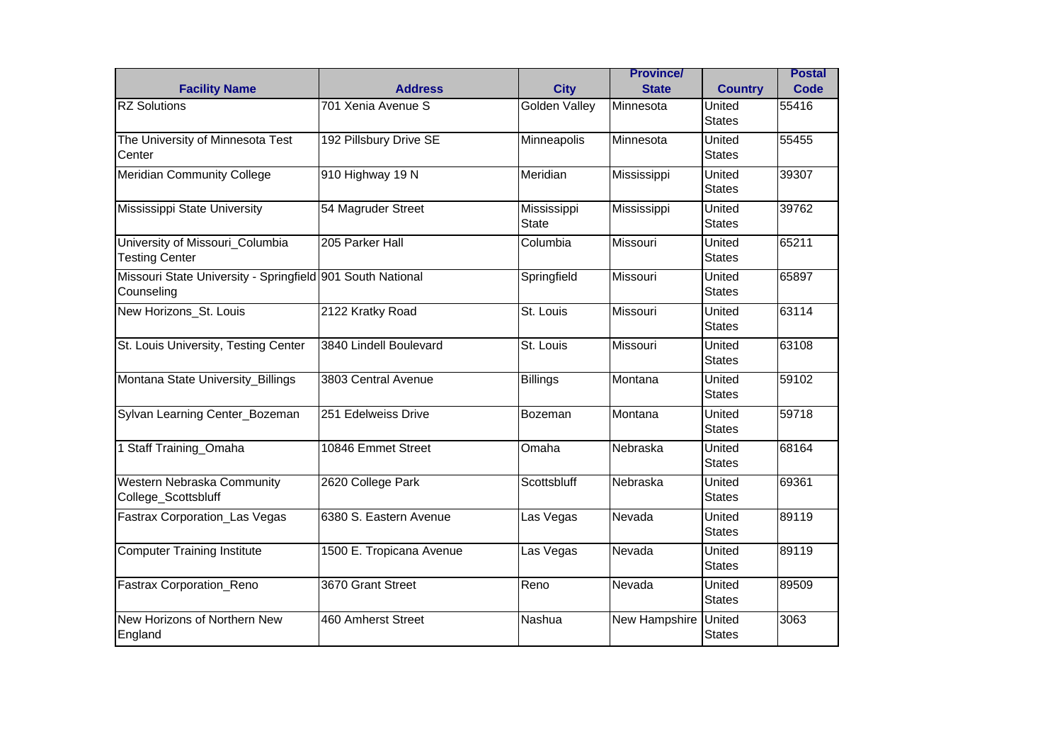| Facility Name | Address | City | Province/ State | Country | Postal Code |
|---|---|---|---|---|---|
| RZ Solutions | 701 Xenia Avenue S | Golden Valley | Minnesota | United States | 55416 |
| The University of Minnesota Test Center | 192 Pillsbury Drive SE | Minneapolis | Minnesota | United States | 55455 |
| Meridian Community College | 910 Highway 19 N | Meridian | Mississippi | United States | 39307 |
| Mississippi State University | 54 Magruder Street | Mississippi State | Mississippi | United States | 39762 |
| University of Missouri_Columbia Testing Center | 205 Parker Hall | Columbia | Missouri | United States | 65211 |
| Missouri State University - Springfield Counseling | 901 South National | Springfield | Missouri | United States | 65897 |
| New Horizons_St. Louis | 2122 Kratky Road | St. Louis | Missouri | United States | 63114 |
| St. Louis University, Testing Center | 3840 Lindell Boulevard | St. Louis | Missouri | United States | 63108 |
| Montana State University_Billings | 3803 Central Avenue | Billings | Montana | United States | 59102 |
| Sylvan Learning Center_Bozeman | 251 Edelweiss Drive | Bozeman | Montana | United States | 59718 |
| 1 Staff Training_Omaha | 10846 Emmet Street | Omaha | Nebraska | United States | 68164 |
| Western Nebraska Community College_Scottsbluff | 2620 College Park | Scottsbluff | Nebraska | United States | 69361 |
| Fastrax Corporation_Las Vegas | 6380 S. Eastern Avenue | Las Vegas | Nevada | United States | 89119 |
| Computer Training Institute | 1500 E. Tropicana Avenue | Las Vegas | Nevada | United States | 89119 |
| Fastrax Corporation_Reno | 3670 Grant Street | Reno | Nevada | United States | 89509 |
| New Horizons of Northern New England | 460 Amherst Street | Nashua | New Hampshire | United States | 3063 |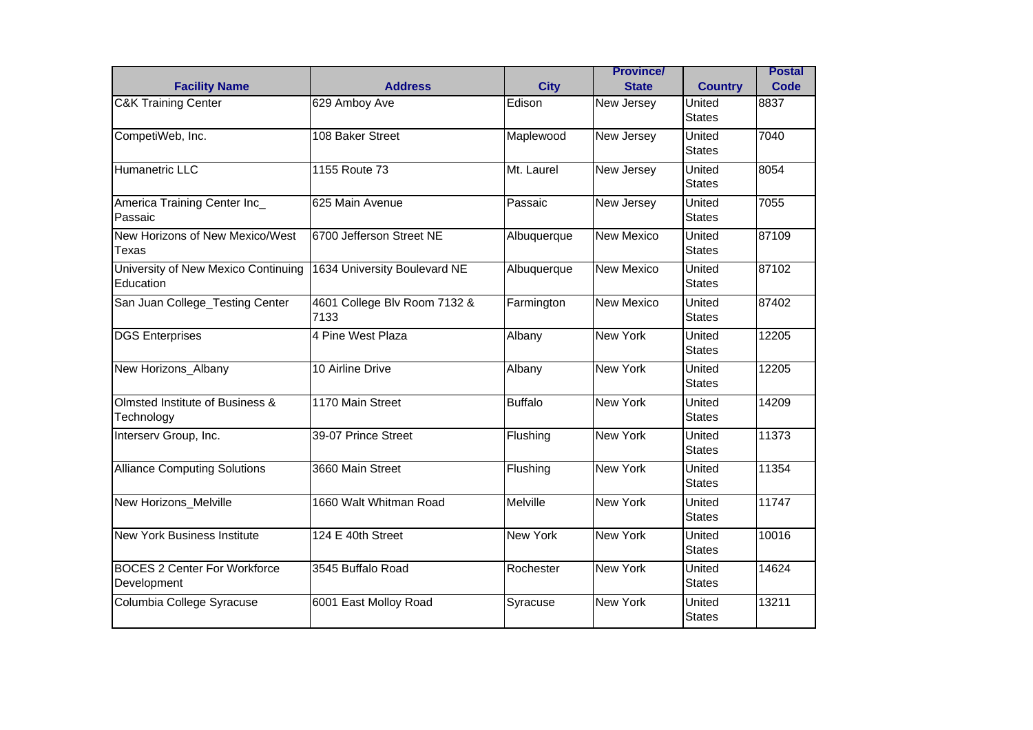| Facility Name | Address | City | Province/ State | Country | Postal Code |
|---|---|---|---|---|---|
| C&K Training Center | 629 Amboy Ave | Edison | New Jersey | United States | 8837 |
| CompetiWeb, Inc. | 108 Baker Street | Maplewood | New Jersey | United States | 7040 |
| Humanetric LLC | 1155 Route 73 | Mt. Laurel | New Jersey | United States | 8054 |
| America Training Center Inc_ Passaic | 625 Main Avenue | Passaic | New Jersey | United States | 7055 |
| New Horizons of New Mexico/West Texas | 6700 Jefferson Street NE | Albuquerque | New Mexico | United States | 87109 |
| University of New Mexico Continuing Education | 1634 University Boulevard NE | Albuquerque | New Mexico | United States | 87102 |
| San Juan College_Testing Center | 4601 College Blv Room 7132 & 7133 | Farmington | New Mexico | United States | 87402 |
| DGS Enterprises | 4 Pine West Plaza | Albany | New York | United States | 12205 |
| New Horizons_Albany | 10 Airline Drive | Albany | New York | United States | 12205 |
| Olmsted Institute of Business & Technology | 1170 Main Street | Buffalo | New York | United States | 14209 |
| Interserv Group, Inc. | 39-07 Prince Street | Flushing | New York | United States | 11373 |
| Alliance Computing Solutions | 3660 Main Street | Flushing | New York | United States | 11354 |
| New Horizons_Melville | 1660 Walt Whitman Road | Melville | New York | United States | 11747 |
| New York Business Institute | 124 E 40th Street | New York | New York | United States | 10016 |
| BOCES 2 Center For Workforce Development | 3545 Buffalo Road | Rochester | New York | United States | 14624 |
| Columbia College Syracuse | 6001 East Molloy Road | Syracuse | New York | United States | 13211 |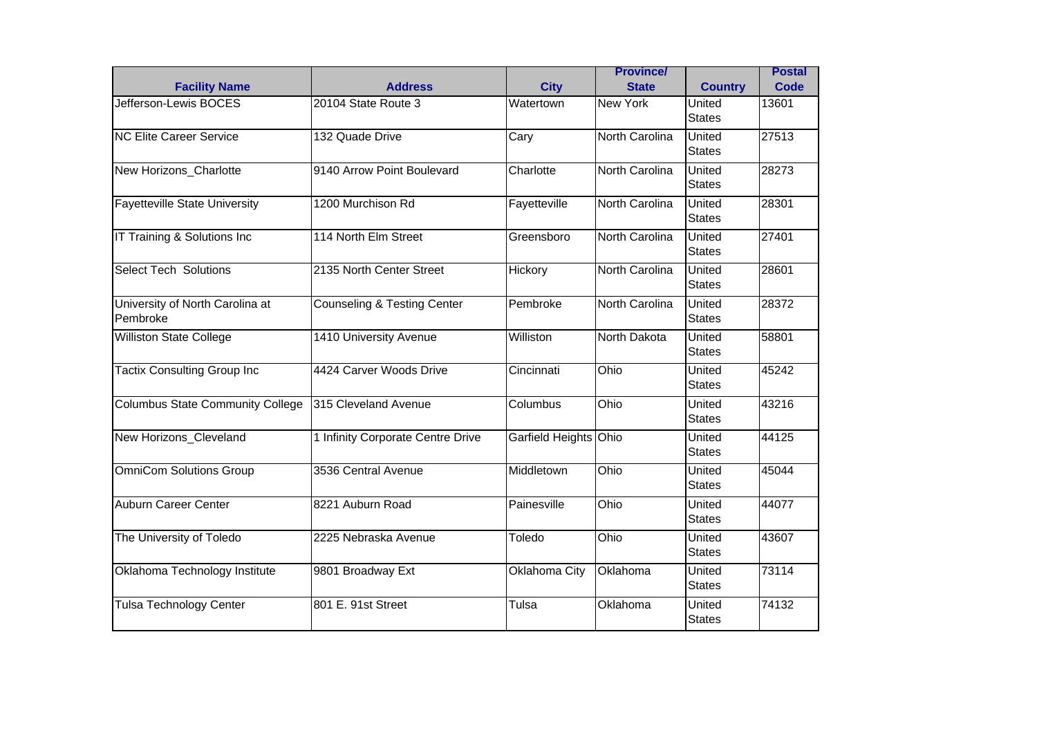| Facility Name | Address | City | Province/ State | Country | Postal Code |
|---|---|---|---|---|---|
| Jefferson-Lewis BOCES | 20104 State Route 3 | Watertown | New York | United States | 13601 |
| NC Elite Career Service | 132 Quade Drive | Cary | North Carolina | United States | 27513 |
| New Horizons_Charlotte | 9140 Arrow Point Boulevard | Charlotte | North Carolina | United States | 28273 |
| Fayetteville State University | 1200 Murchison Rd | Fayetteville | North Carolina | United States | 28301 |
| IT Training & Solutions Inc | 114 North Elm Street | Greensboro | North Carolina | United States | 27401 |
| Select Tech Solutions | 2135 North Center Street | Hickory | North Carolina | United States | 28601 |
| University of North Carolina at Pembroke | Counseling & Testing Center | Pembroke | North Carolina | United States | 28372 |
| Williston State College | 1410 University Avenue | Williston | North Dakota | United States | 58801 |
| Tactix Consulting Group Inc | 4424 Carver Woods Drive | Cincinnati | Ohio | United States | 45242 |
| Columbus State Community College | 315 Cleveland Avenue | Columbus | Ohio | United States | 43216 |
| New Horizons_Cleveland | 1 Infinity Corporate Centre Drive | Garfield Heights | Ohio | United States | 44125 |
| OmniCom Solutions Group | 3536 Central Avenue | Middletown | Ohio | United States | 45044 |
| Auburn Career Center | 8221 Auburn Road | Painesville | Ohio | United States | 44077 |
| The University of Toledo | 2225 Nebraska Avenue | Toledo | Ohio | United States | 43607 |
| Oklahoma Technology Institute | 9801 Broadway Ext | Oklahoma City | Oklahoma | United States | 73114 |
| Tulsa Technology Center | 801 E. 91st Street | Tulsa | Oklahoma | United States | 74132 |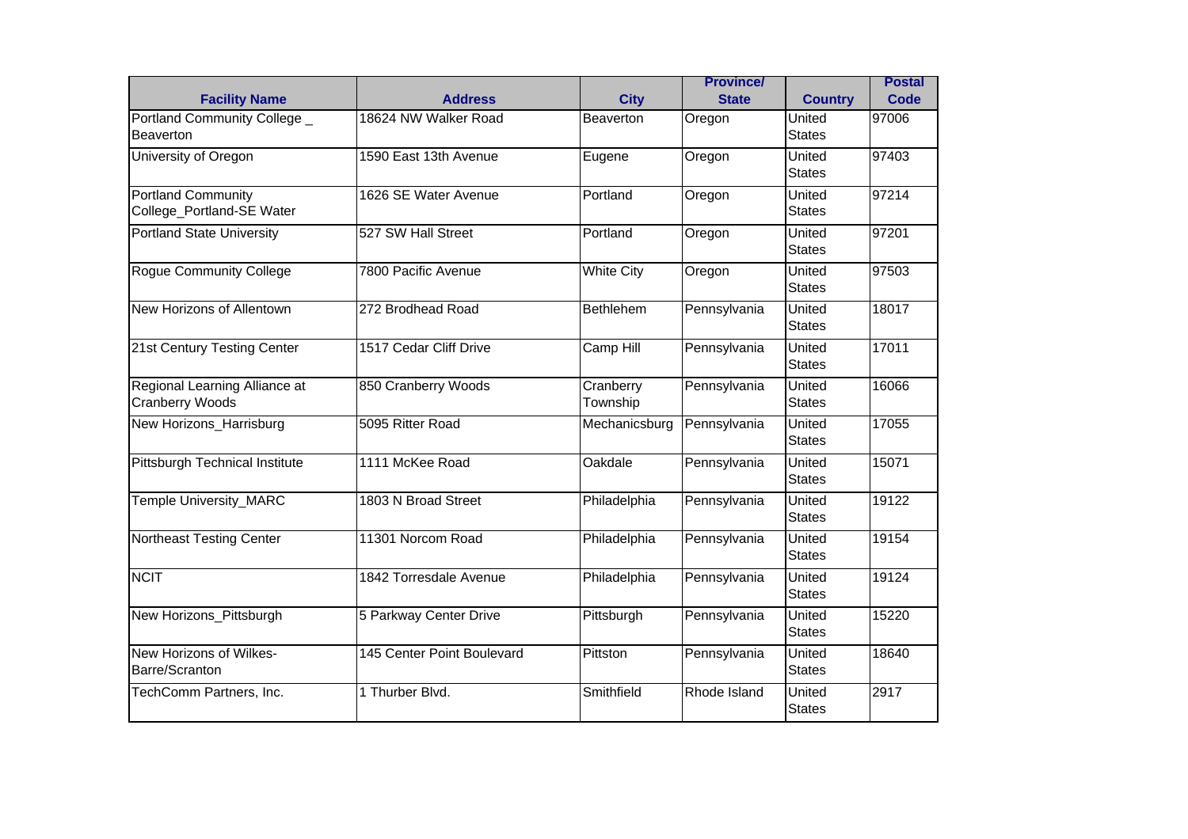| Facility Name | Address | City | Province/ State | Country | Postal Code |
|---|---|---|---|---|---|
| Portland Community College _ Beaverton | 18624 NW Walker Road | Beaverton | Oregon | United States | 97006 |
| University of Oregon | 1590 East 13th Avenue | Eugene | Oregon | United States | 97403 |
| Portland Community College_Portland-SE Water | 1626 SE Water Avenue | Portland | Oregon | United States | 97214 |
| Portland State University | 527 SW Hall Street | Portland | Oregon | United States | 97201 |
| Rogue Community College | 7800 Pacific Avenue | White City | Oregon | United States | 97503 |
| New Horizons of Allentown | 272 Brodhead Road | Bethlehem | Pennsylvania | United States | 18017 |
| 21st Century Testing Center | 1517 Cedar Cliff Drive | Camp Hill | Pennsylvania | United States | 17011 |
| Regional Learning Alliance at Cranberry Woods | 850 Cranberry Woods | Cranberry Township | Pennsylvania | United States | 16066 |
| New Horizons_Harrisburg | 5095 Ritter Road | Mechanicsburg | Pennsylvania | United States | 17055 |
| Pittsburgh Technical Institute | 1111 McKee Road | Oakdale | Pennsylvania | United States | 15071 |
| Temple University_MARC | 1803 N Broad Street | Philadelphia | Pennsylvania | United States | 19122 |
| Northeast Testing Center | 11301 Norcom Road | Philadelphia | Pennsylvania | United States | 19154 |
| NCIT | 1842 Torresdale Avenue | Philadelphia | Pennsylvania | United States | 19124 |
| New Horizons_Pittsburgh | 5 Parkway Center Drive | Pittsburgh | Pennsylvania | United States | 15220 |
| New Horizons of Wilkes-Barre/Scranton | 145 Center Point Boulevard | Pittston | Pennsylvania | United States | 18640 |
| TechComm Partners, Inc. | 1 Thurber Blvd. | Smithfield | Rhode Island | United States | 2917 |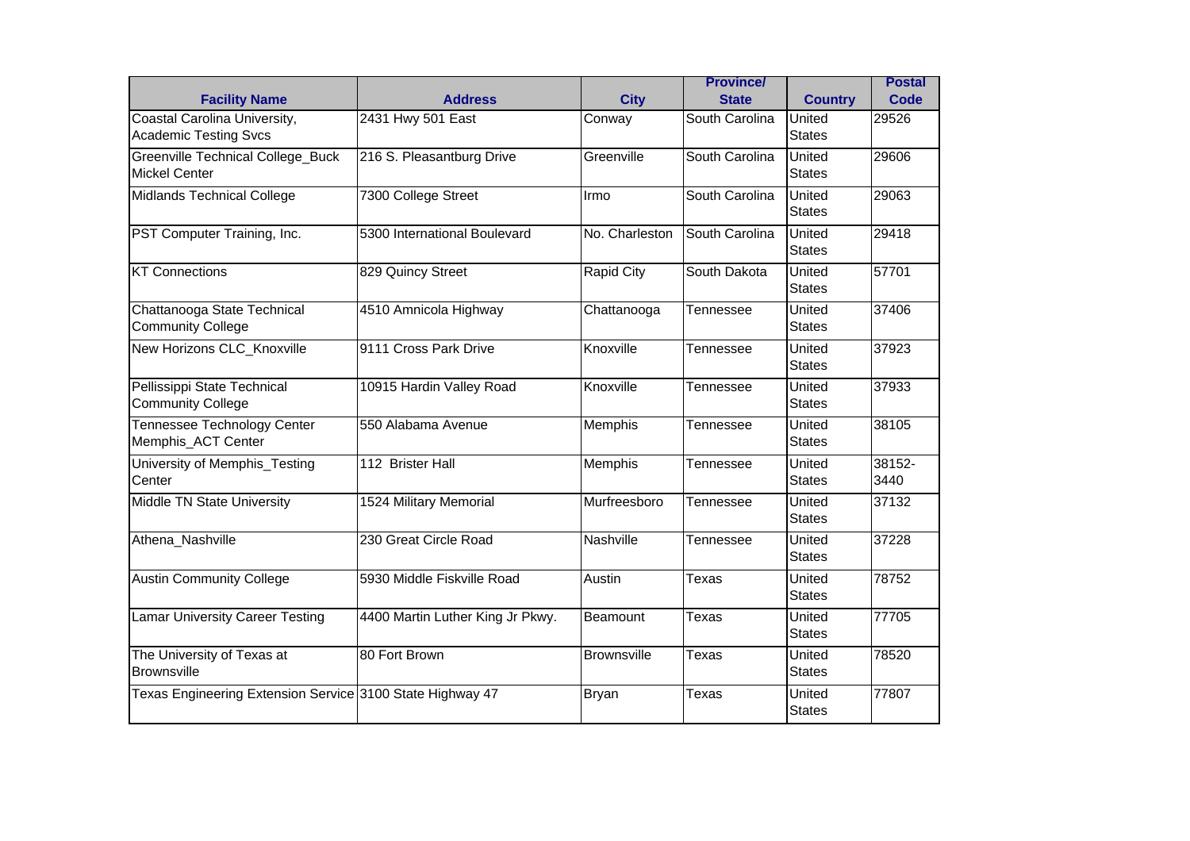| Facility Name | Address | City | Province/ State | Country | Postal Code |
| --- | --- | --- | --- | --- | --- |
| Coastal Carolina University, Academic Testing Svcs | 2431 Hwy 501 East | Conway | South Carolina | United States | 29526 |
| Greenville Technical College_Buck Mickel Center | 216 S. Pleasantburg Drive | Greenville | South Carolina | United States | 29606 |
| Midlands Technical College | 7300 College Street | Irmo | South Carolina | United States | 29063 |
| PST Computer Training, Inc. | 5300 International Boulevard | No. Charleston | South Carolina | United States | 29418 |
| KT Connections | 829 Quincy Street | Rapid City | South Dakota | United States | 57701 |
| Chattanooga State Technical Community College | 4510 Amnicola Highway | Chattanooga | Tennessee | United States | 37406 |
| New Horizons CLC_Knoxville | 9111 Cross Park Drive | Knoxville | Tennessee | United States | 37923 |
| Pellissippi State Technical Community College | 10915 Hardin Valley Road | Knoxville | Tennessee | United States | 37933 |
| Tennessee Technology Center Memphis_ACT Center | 550 Alabama Avenue | Memphis | Tennessee | United States | 38105 |
| University of Memphis_Testing Center | 112 Brister Hall | Memphis | Tennessee | United States | 38152-3440 |
| Middle TN State University | 1524 Military Memorial | Murfreesboro | Tennessee | United States | 37132 |
| Athena_Nashville | 230 Great Circle Road | Nashville | Tennessee | United States | 37228 |
| Austin Community College | 5930 Middle Fiskville Road | Austin | Texas | United States | 78752 |
| Lamar University Career Testing | 4400 Martin Luther King Jr Pkwy. | Beamount | Texas | United States | 77705 |
| The University of Texas at Brownsville | 80 Fort Brown | Brownsville | Texas | United States | 78520 |
| Texas Engineering Extension Service | 3100 State Highway 47 | Bryan | Texas | United States | 77807 |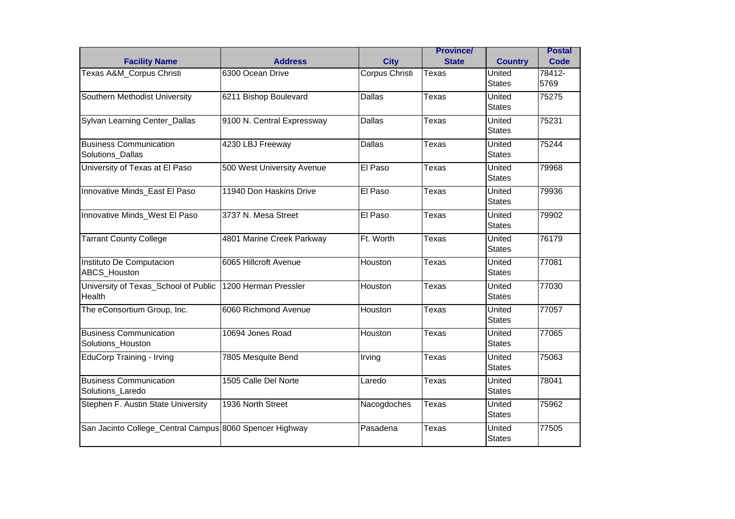| Facility Name | Address | City | Province/ State | Country | Postal Code |
|---|---|---|---|---|---|
| Texas A&M_Corpus Christi | 6300 Ocean Drive | Corpus Christi | Texas | United States | 78412-5769 |
| Southern Methodist University | 6211 Bishop Boulevard | Dallas | Texas | United States | 75275 |
| Sylvan Learning Center_Dallas | 9100 N. Central Expressway | Dallas | Texas | United States | 75231 |
| Business Communication Solutions_Dallas | 4230 LBJ Freeway | Dallas | Texas | United States | 75244 |
| University of Texas at El Paso | 500 West University Avenue | El Paso | Texas | United States | 79968 |
| Innovative Minds_East El Paso | 11940 Don Haskins Drive | El Paso | Texas | United States | 79936 |
| Innovative Minds_West El Paso | 3737 N. Mesa Street | El Paso | Texas | United States | 79902 |
| Tarrant County College | 4801 Marine Creek Parkway | Ft. Worth | Texas | United States | 76179 |
| Instituto De Computacion ABCS_Houston | 6065 Hillcroft Avenue | Houston | Texas | United States | 77081 |
| University of Texas_School of Public Health | 1200 Herman Pressler | Houston | Texas | United States | 77030 |
| The eConsortium Group, Inc. | 6060 Richmond Avenue | Houston | Texas | United States | 77057 |
| Business Communication Solutions_Houston | 10694 Jones Road | Houston | Texas | United States | 77065 |
| EduCorp Training - Irving | 7805 Mesquite Bend | Irving | Texas | United States | 75063 |
| Business Communication Solutions_Laredo | 1505 Calle Del Norte | Laredo | Texas | United States | 78041 |
| Stephen F. Austin State University | 1936 North Street | Nacogdoches | Texas | United States | 75962 |
| San Jacinto College_Central Campus | 8060 Spencer Highway | Pasadena | Texas | United States | 77505 |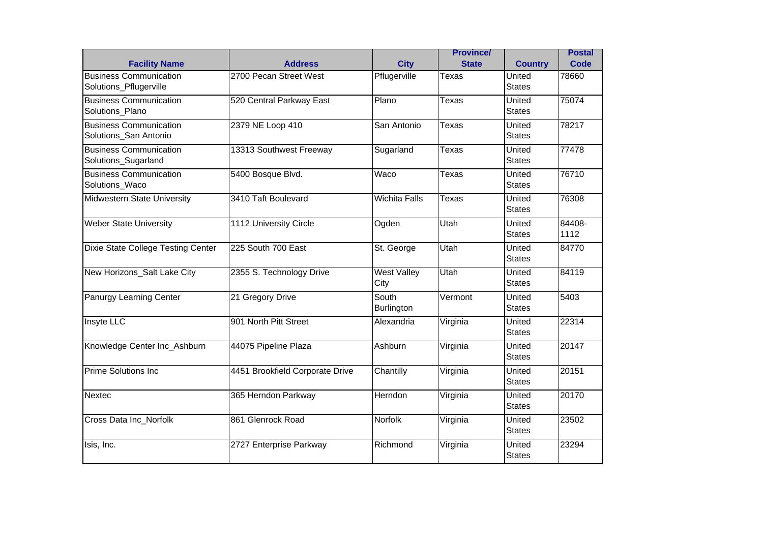| Facility Name | Address | City | Province/ State | Country | Postal Code |
|---|---|---|---|---|---|
| Business Communication Solutions_Pflugerville | 2700 Pecan Street West | Pflugerville | Texas | United States | 78660 |
| Business Communication Solutions_Plano | 520 Central Parkway East | Plano | Texas | United States | 75074 |
| Business Communication Solutions_San Antonio | 2379 NE Loop 410 | San Antonio | Texas | United States | 78217 |
| Business Communication Solutions_Sugarland | 13313 Southwest Freeway | Sugarland | Texas | United States | 77478 |
| Business Communication Solutions_Waco | 5400 Bosque Blvd. | Waco | Texas | United States | 76710 |
| Midwestern State University | 3410 Taft Boulevard | Wichita Falls | Texas | United States | 76308 |
| Weber State University | 1112 University Circle | Ogden | Utah | United States | 84408-1112 |
| Dixie State College Testing Center | 225 South 700 East | St. George | Utah | United States | 84770 |
| New Horizons_Salt Lake City | 2355 S. Technology Drive | West Valley City | Utah | United States | 84119 |
| Panurgy Learning Center | 21 Gregory Drive | South Burlington | Vermont | United States | 5403 |
| Insyte LLC | 901 North Pitt Street | Alexandria | Virginia | United States | 22314 |
| Knowledge Center Inc_Ashburn | 44075 Pipeline Plaza | Ashburn | Virginia | United States | 20147 |
| Prime Solutions Inc | 4451 Brookfield Corporate Drive | Chantilly | Virginia | United States | 20151 |
| Nextec | 365 Herndon Parkway | Herndon | Virginia | United States | 20170 |
| Cross Data Inc_Norfolk | 861 Glenrock Road | Norfolk | Virginia | United States | 23502 |
| Isis, Inc. | 2727 Enterprise Parkway | Richmond | Virginia | United States | 23294 |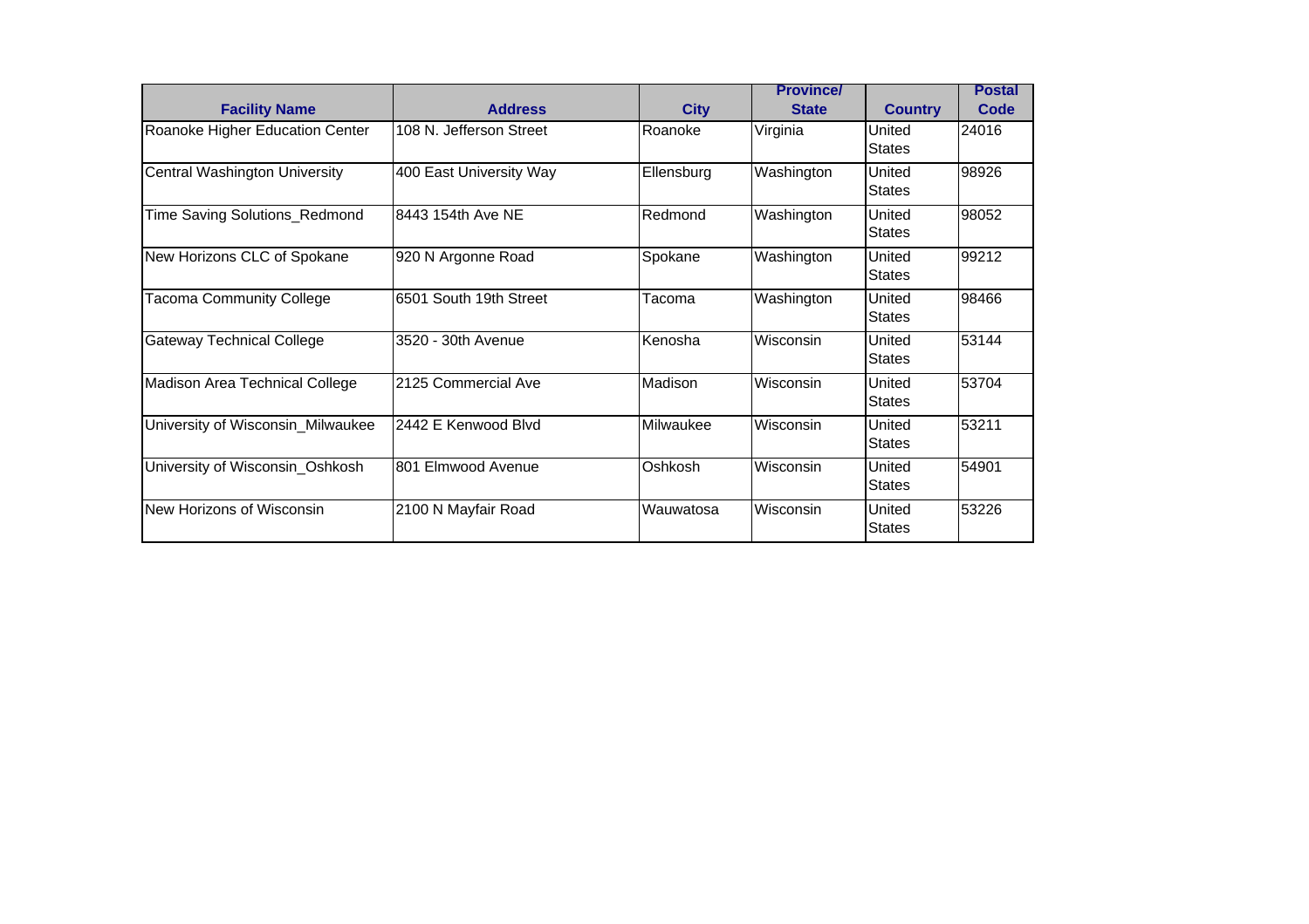| Facility Name | Address | City | Province/ State | Country | Postal Code |
|---|---|---|---|---|---|
| Roanoke Higher Education Center | 108 N. Jefferson Street | Roanoke | Virginia | United States | 24016 |
| Central Washington University | 400 East University Way | Ellensburg | Washington | United States | 98926 |
| Time Saving Solutions_Redmond | 8443 154th Ave NE | Redmond | Washington | United States | 98052 |
| New Horizons CLC of Spokane | 920 N Argonne Road | Spokane | Washington | United States | 99212 |
| Tacoma Community College | 6501 South 19th Street | Tacoma | Washington | United States | 98466 |
| Gateway Technical College | 3520 - 30th Avenue | Kenosha | Wisconsin | United States | 53144 |
| Madison Area Technical College | 2125 Commercial Ave | Madison | Wisconsin | United States | 53704 |
| University of Wisconsin_Milwaukee | 2442 E Kenwood Blvd | Milwaukee | Wisconsin | United States | 53211 |
| University of Wisconsin_Oshkosh | 801 Elmwood Avenue | Oshkosh | Wisconsin | United States | 54901 |
| New Horizons of Wisconsin | 2100 N Mayfair Road | Wauwatosa | Wisconsin | United States | 53226 |